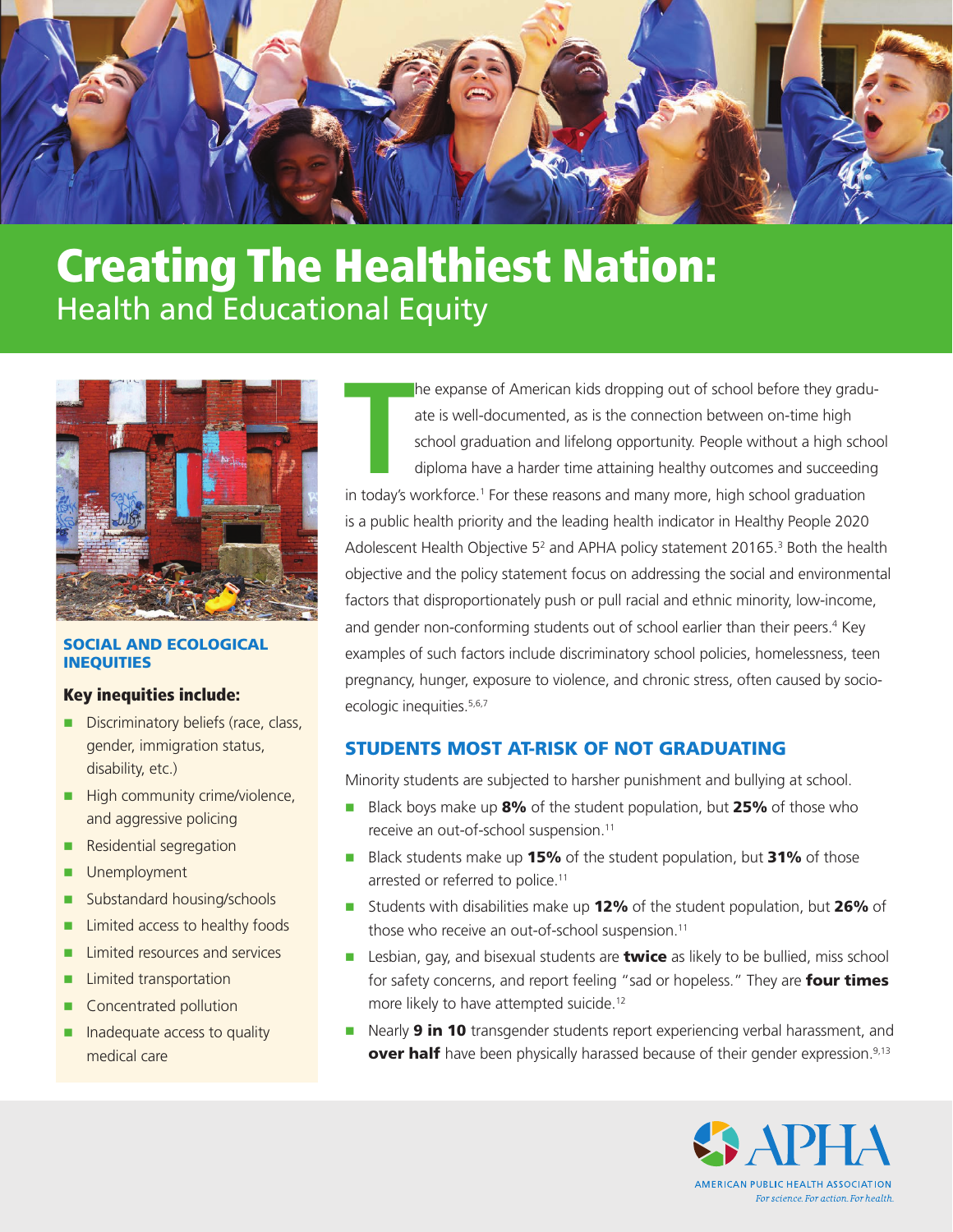# Creating The Healthiest Nation:
## Health and Educational Equity

The expanse of American kids dropping out of school before they graduate is well-documented, as is the connection between on-time high school graduation and lifelong opportunity. People without a high school diploma have a harder time attaining healthy outcomes and succeeding in today's workforce.[1] For these reasons and many more, high school graduation is a public health priority and the leading health indicator in Healthy People 2020 Adolescent Health Objective 5[2] and APHA policy statement 20165.[3] Both the health objective and the policy statement focus on addressing the social and environmental factors that disproportionately push or pull racial and ethnic minority, low-income, and gender non-conforming students out of school earlier than their peers.[4] Key examples of such factors include discriminatory school policies, homelessness, teen pregnancy, hunger, exposure to violence, and chronic stress, often caused by socio-ecologic inequities.[5,6,7]

### SOCIAL AND ECOLOGICAL INEQUITIES

**Key inequities include:**

- Discriminatory beliefs (race, class, gender, immigration status, disability, etc.)
- High community crime/violence, and aggressive policing
- Residential segregation
- Unemployment
- Substandard housing/schools
- Limited access to healthy foods
- Limited resources and services
- Limited transportation
- Concentrated pollution
- Inadequate access to quality medical care

### STUDENTS MOST AT-RISK OF NOT GRADUATING

Minority students are subjected to harsher punishment and bullying at school.

- Black boys make up **8%** of the student population, but **25%** of those who receive an out-of-school suspension.[11]
- Black students make up **15%** of the student population, but **31%** of those arrested or referred to police.[11]
- Students with disabilities make up **12%** of the student population, but **26%** of those who receive an out-of-school suspension.[11]
- Lesbian, gay, and bisexual students are **twice** as likely to be bullied, miss school for safety concerns, and report feeling "sad or hopeless." They are **four times** more likely to have attempted suicide.[12]
- Nearly **9 in 10** transgender students report experiencing verbal harassment, and **over half** have been physically harassed because of their gender expression.[9,13]

APHA
AMERICAN PUBLIC HEALTH ASSOCIATION
*For science. For action. For health.*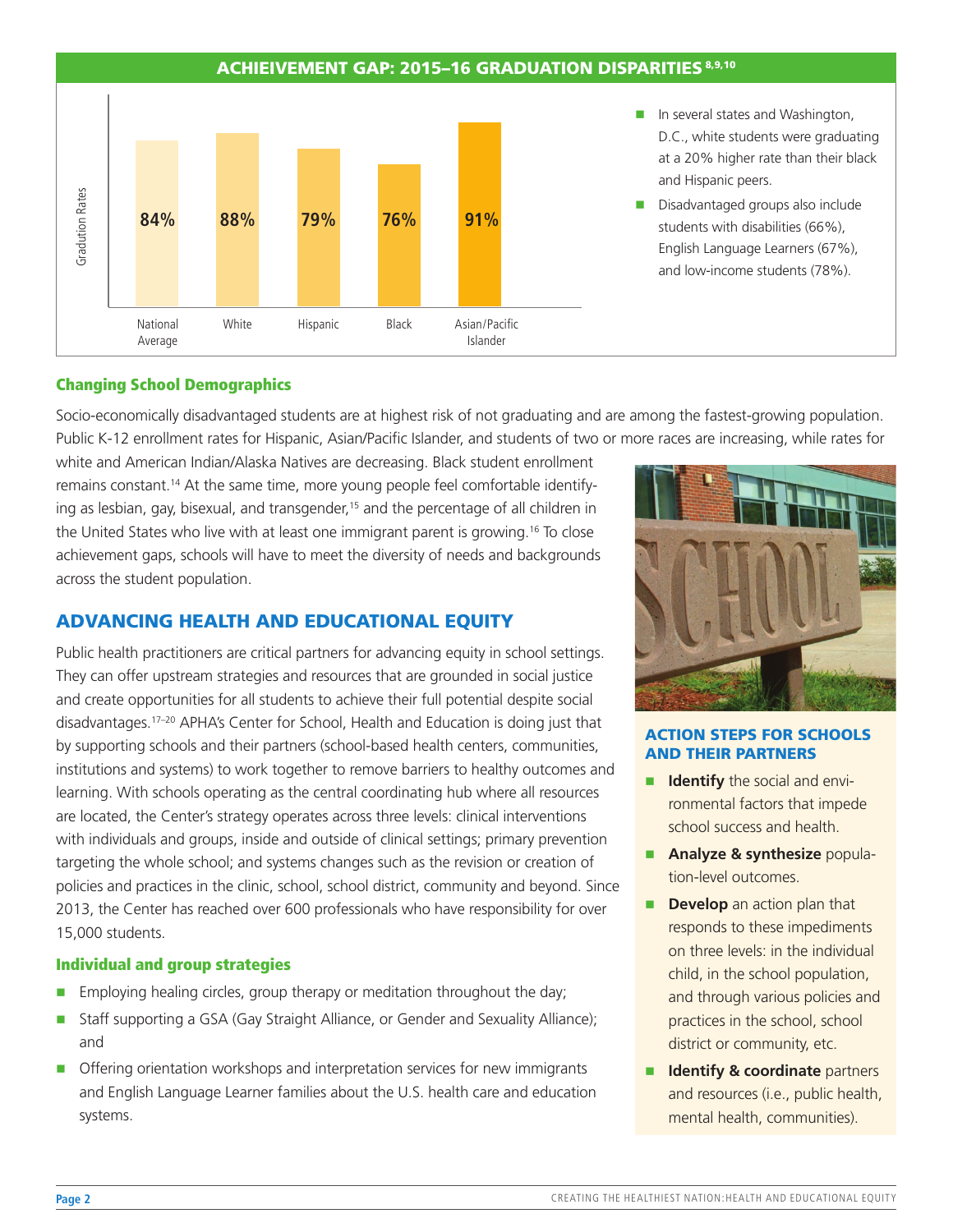## ACHIEIVEMENT GAP: 2015–16 GRADUATION DISPARITIES [8,9,10]

| | National Average | White | Hispanic | Black | Asian/Pacific Islander |
|---|---|---|---|---|---|
| Gradution Rates | 84% | 88% | 79% | 76% | 91% |

- In several states and Washington, D.C., white students were graduating at a 20% higher rate than their black and Hispanic peers.
- Disadvantaged groups also include students with disabilities (66%), English Language Learners (67%), and low-income students (78%).

### Changing School Demographics

Socio-economically disadvantaged students are at highest risk of not graduating and are among the fastest-growing population. Public K-12 enrollment rates for Hispanic, Asian/Pacific Islander, and students of two or more races are increasing, while rates for white and American Indian/Alaska Natives are decreasing. Black student enrollment remains constant.[14] At the same time, more young people feel comfortable identifying as lesbian, gay, bisexual, and transgender,[15] and the percentage of all children in the United States who live with at least one immigrant parent is growing.[16] To close achievement gaps, schools will have to meet the diversity of needs and backgrounds across the student population.

## ADVANCING HEALTH AND EDUCATIONAL EQUITY

Public health practitioners are critical partners for advancing equity in school settings. They can offer upstream strategies and resources that are grounded in social justice and create opportunities for all students to achieve their full potential despite social disadvantages.[17–20] APHA's Center for School, Health and Education is doing just that by supporting schools and their partners (school-based health centers, communities, institutions and systems) to work together to remove barriers to healthy outcomes and learning. With schools operating as the central coordinating hub where all resources are located, the Center's strategy operates across three levels: clinical interventions with individuals and groups, inside and outside of clinical settings; primary prevention targeting the whole school; and systems changes such as the revision or creation of policies and practices in the clinic, school, school district, community and beyond. Since 2013, the Center has reached over 600 professionals who have responsibility for over 15,000 students.

### Individual and group strategies

- Employing healing circles, group therapy or meditation throughout the day;
- Staff supporting a GSA (Gay Straight Alliance, or Gender and Sexuality Alliance); and
- Offering orientation workshops and interpretation services for new immigrants and English Language Learner families about the U.S. health care and education systems.

### ACTION STEPS FOR SCHOOLS AND THEIR PARTNERS

- **Identify** the social and environmental factors that impede school success and health.
- **Analyze & synthesize** population-level outcomes.
- **Develop** an action plan that responds to these impediments on three levels: in the individual child, in the school population, and through various policies and practices in the school, school district or community, etc.
- **Identify & coordinate** partners and resources (i.e., public health, mental health, communities).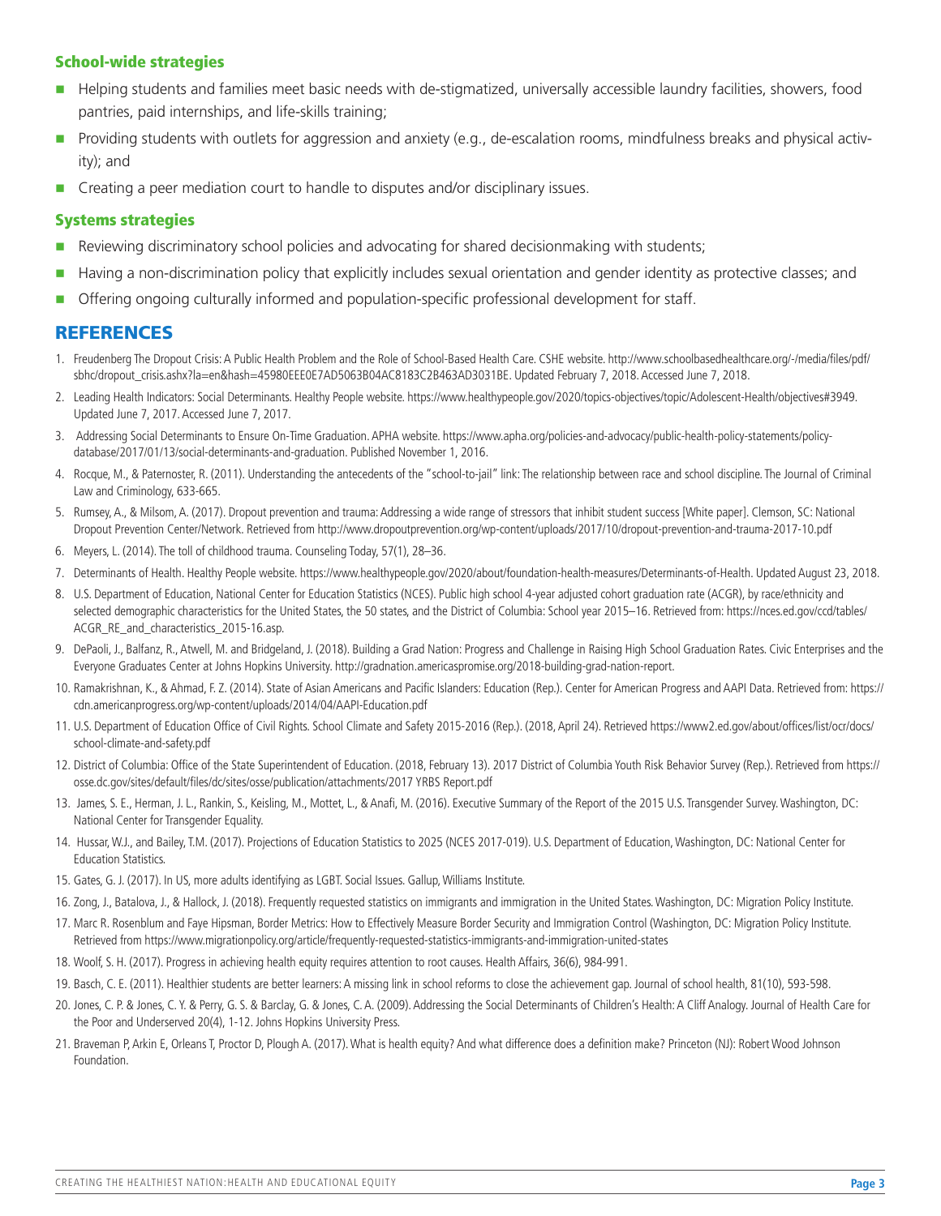### School-wide strategies

- Helping students and families meet basic needs with de-stigmatized, universally accessible laundry facilities, showers, food pantries, paid internships, and life-skills training;
- Providing students with outlets for aggression and anxiety (e.g., de-escalation rooms, mindfulness breaks and physical activity); and
- Creating a peer mediation court to handle to disputes and/or disciplinary issues.

### Systems strategies

- Reviewing discriminatory school policies and advocating for shared decisionmaking with students;
- Having a non-discrimination policy that explicitly includes sexual orientation and gender identity as protective classes; and
- Offering ongoing culturally informed and population-specific professional development for staff.

## REFERENCES

1. Freudenberg The Dropout Crisis: A Public Health Problem and the Role of School-Based Health Care. CSHE website. http://www.schoolbasedhealthcare.org/-/media/files/pdf/sbhc/dropout_crisis.ashx?la=en&hash=45980EEE0E7AD5063B04AC8183C2B463AD3031BE. Updated February 7, 2018. Accessed June 7, 2018.
2. Leading Health Indicators: Social Determinants. Healthy People website. https://www.healthypeople.gov/2020/topics-objectives/topic/Adolescent-Health/objectives#3949. Updated June 7, 2017. Accessed June 7, 2017.
3. Addressing Social Determinants to Ensure On-Time Graduation. APHA website. https://www.apha.org/policies-and-advocacy/public-health-policy-statements/policy-database/2017/01/13/social-determinants-and-graduation. Published November 1, 2016.
4. Rocque, M., & Paternoster, R. (2011). Understanding the antecedents of the "school-to-jail" link: The relationship between race and school discipline. The Journal of Criminal Law and Criminology, 633-665.
5. Rumsey, A., & Milsom, A. (2017). Dropout prevention and trauma: Addressing a wide range of stressors that inhibit student success [White paper]. Clemson, SC: National Dropout Prevention Center/Network. Retrieved from http://www.dropoutprevention.org/wp-content/uploads/2017/10/dropout-prevention-and-trauma-2017-10.pdf
6. Meyers, L. (2014). The toll of childhood trauma. Counseling Today, 57(1), 28–36.
7. Determinants of Health. Healthy People website. https://www.healthypeople.gov/2020/about/foundation-health-measures/Determinants-of-Health. Updated August 23, 2018.
8. U.S. Department of Education, National Center for Education Statistics (NCES). Public high school 4-year adjusted cohort graduation rate (ACGR), by race/ethnicity and selected demographic characteristics for the United States, the 50 states, and the District of Columbia: School year 2015–16. Retrieved from: https://nces.ed.gov/ccd/tables/ACGR_RE_and_characteristics_2015-16.asp.
9. DePaoli, J., Balfanz, R., Atwell, M. and Bridgeland, J. (2018). Building a Grad Nation: Progress and Challenge in Raising High School Graduation Rates. Civic Enterprises and the Everyone Graduates Center at Johns Hopkins University. http://gradnation.americaspromise.org/2018-building-grad-nation-report.
10. Ramakrishnan, K., & Ahmad, F. Z. (2014). State of Asian Americans and Pacific Islanders: Education (Rep.). Center for American Progress and AAPI Data. Retrieved from: https://cdn.americanprogress.org/wp-content/uploads/2014/04/AAPI-Education.pdf
11. U.S. Department of Education Office of Civil Rights. School Climate and Safety 2015-2016 (Rep.). (2018, April 24). Retrieved https://www2.ed.gov/about/offices/list/ocr/docs/school-climate-and-safety.pdf
12. District of Columbia: Office of the State Superintendent of Education. (2018, February 13). 2017 District of Columbia Youth Risk Behavior Survey (Rep.). Retrieved from https://osse.dc.gov/sites/default/files/dc/sites/osse/publication/attachments/2017 YRBS Report.pdf
13. James, S. E., Herman, J. L., Rankin, S., Keisling, M., Mottet, L., & Anafi, M. (2016). Executive Summary of the Report of the 2015 U.S. Transgender Survey. Washington, DC: National Center for Transgender Equality.
14. Hussar, W.J., and Bailey, T.M. (2017). Projections of Education Statistics to 2025 (NCES 2017-019). U.S. Department of Education, Washington, DC: National Center for Education Statistics.
15. Gates, G. J. (2017). In US, more adults identifying as LGBT. Social Issues. Gallup, Williams Institute.
16. Zong, J., Batalova, J., & Hallock, J. (2018). Frequently requested statistics on immigrants and immigration in the United States. Washington, DC: Migration Policy Institute.
17. Marc R. Rosenblum and Faye Hipsman, Border Metrics: How to Effectively Measure Border Security and Immigration Control (Washington, DC: Migration Policy Institute. Retrieved from https://www.migrationpolicy.org/article/frequently-requested-statistics-immigrants-and-immigration-united-states
18. Woolf, S. H. (2017). Progress in achieving health equity requires attention to root causes. Health Affairs, 36(6), 984-991.
19. Basch, C. E. (2011). Healthier students are better learners: A missing link in school reforms to close the achievement gap. Journal of school health, 81(10), 593-598.
20. Jones, C. P. & Jones, C. Y. & Perry, G. S. & Barclay, G. & Jones, C. A. (2009). Addressing the Social Determinants of Children's Health: A Cliff Analogy. Journal of Health Care for the Poor and Underserved 20(4), 1-12. Johns Hopkins University Press.
21. Braveman P, Arkin E, Orleans T, Proctor D, Plough A. (2017). What is health equity? And what difference does a definition make? Princeton (NJ): Robert Wood Johnson Foundation.